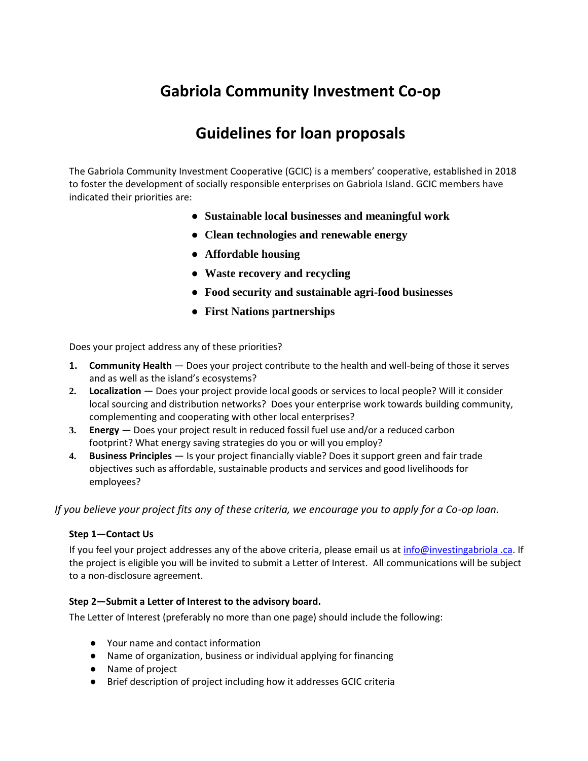# Gabriola Community Investment Co-op

# Guidelines for loan proposals

The Gabriola Community Investment Cooperative (GCIC) is a members' cooperative, established in 2018 to foster the development of socially responsible enterprises on Gabriola Island. GCIC members have indicated their priorities are:

- **Sustainable local businesses and meaningful work**
- **Clean technologies and renewable energy**
- **Affordable housing**
- **Waste recovery and recycling**
- **Food security and sustainable agri-food businesses**
- **First Nations partnerships**

Does your project address any of these priorities?

1. **Community Health** — Does your project contribute to the health and well-being of those it serves and as well as the island's ecosystems?
2. **Localization** — Does your project provide local goods or services to local people? Will it consider local sourcing and distribution networks? Does your enterprise work towards building community, complementing and cooperating with other local enterprises?
3. **Energy** — Does your project result in reduced fossil fuel use and/or a reduced carbon footprint? What energy saving strategies do you or will you employ?
4. **Business Principles** — Is your project financially viable? Does it support green and fair trade objectives such as affordable, sustainable products and services and good livelihoods for employees?

*If you believe your project fits any of these criteria, we encourage you to apply for a Co-op loan.*

**Step 1—Contact Us**

If you feel your project addresses any of the above criteria, please email us at info@investingabriola .ca. If the project is eligible you will be invited to submit a Letter of Interest. All communications will be subject to a non-disclosure agreement.

**Step 2—Submit a Letter of Interest to the advisory board.**

The Letter of Interest (preferably no more than one page) should include the following:

- Your name and contact information
- Name of organization, business or individual applying for financing
- Name of project
- Brief description of project including how it addresses GCIC criteria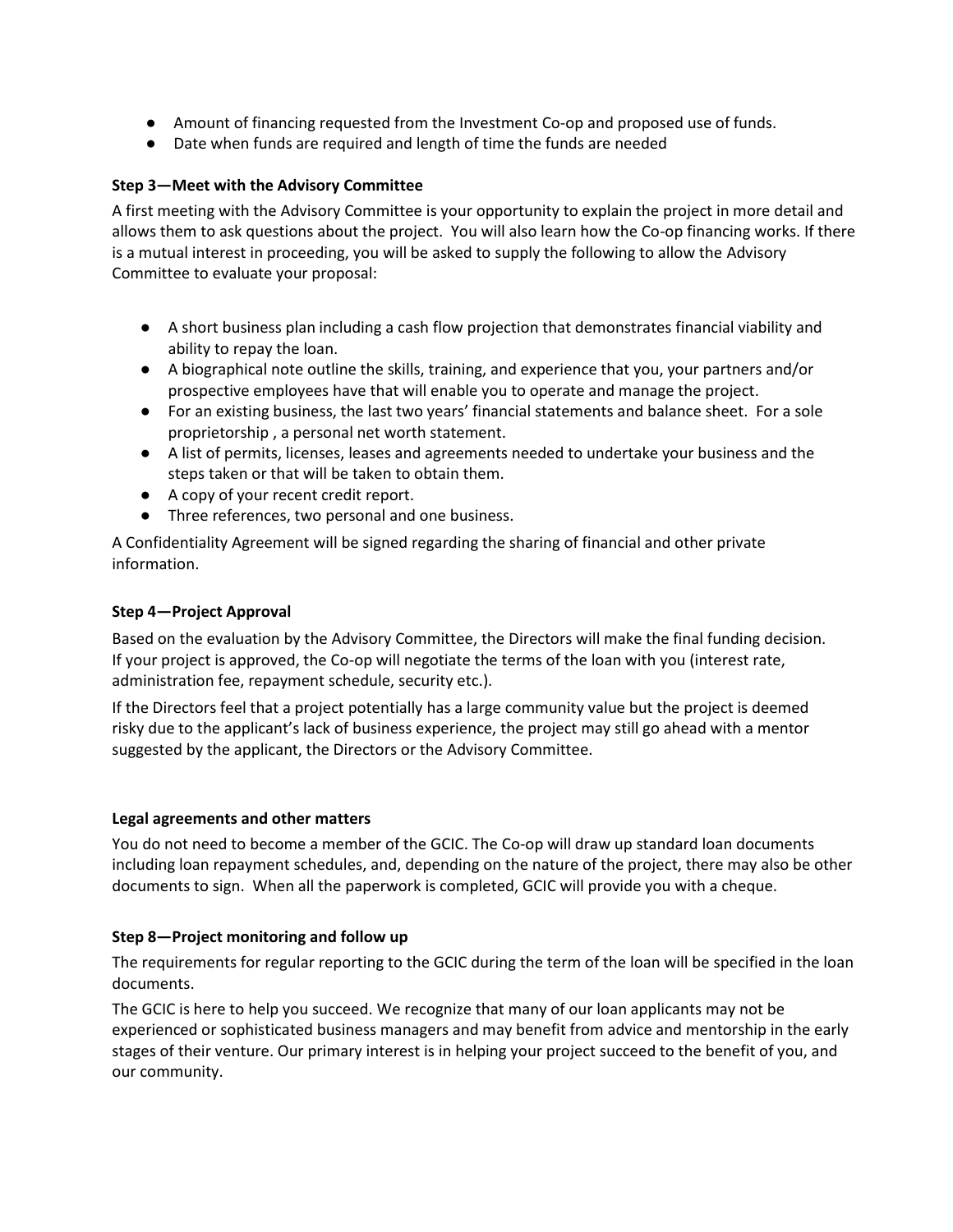- Amount of financing requested from the Investment Co-op and proposed use of funds.
- Date when funds are required and length of time the funds are needed

**Step 3—Meet with the Advisory Committee**

A first meeting with the Advisory Committee is your opportunity to explain the project in more detail and allows them to ask questions about the project. You will also learn how the Co-op financing works. If there is a mutual interest in proceeding, you will be asked to supply the following to allow the Advisory Committee to evaluate your proposal:

- A short business plan including a cash flow projection that demonstrates financial viability and ability to repay the loan.
- A biographical note outline the skills, training, and experience that you, your partners and/or prospective employees have that will enable you to operate and manage the project.
- For an existing business, the last two years' financial statements and balance sheet. For a sole proprietorship , a personal net worth statement.
- A list of permits, licenses, leases and agreements needed to undertake your business and the steps taken or that will be taken to obtain them.
- A copy of your recent credit report.
- Three references, two personal and one business.

A Confidentiality Agreement will be signed regarding the sharing of financial and other private information.

**Step 4—Project Approval**

Based on the evaluation by the Advisory Committee, the Directors will make the final funding decision. If your project is approved, the Co-op will negotiate the terms of the loan with you (interest rate, administration fee, repayment schedule, security etc.).

If the Directors feel that a project potentially has a large community value but the project is deemed risky due to the applicant's lack of business experience, the project may still go ahead with a mentor suggested by the applicant, the Directors or the Advisory Committee.

**Legal agreements and other matters**

You do not need to become a member of the GCIC. The Co-op will draw up standard loan documents including loan repayment schedules, and, depending on the nature of the project, there may also be other documents to sign. When all the paperwork is completed, GCIC will provide you with a cheque.

**Step 8—Project monitoring and follow up**

The requirements for regular reporting to the GCIC during the term of the loan will be specified in the loan documents.

The GCIC is here to help you succeed. We recognize that many of our loan applicants may not be experienced or sophisticated business managers and may benefit from advice and mentorship in the early stages of their venture. Our primary interest is in helping your project succeed to the benefit of you, and our community.